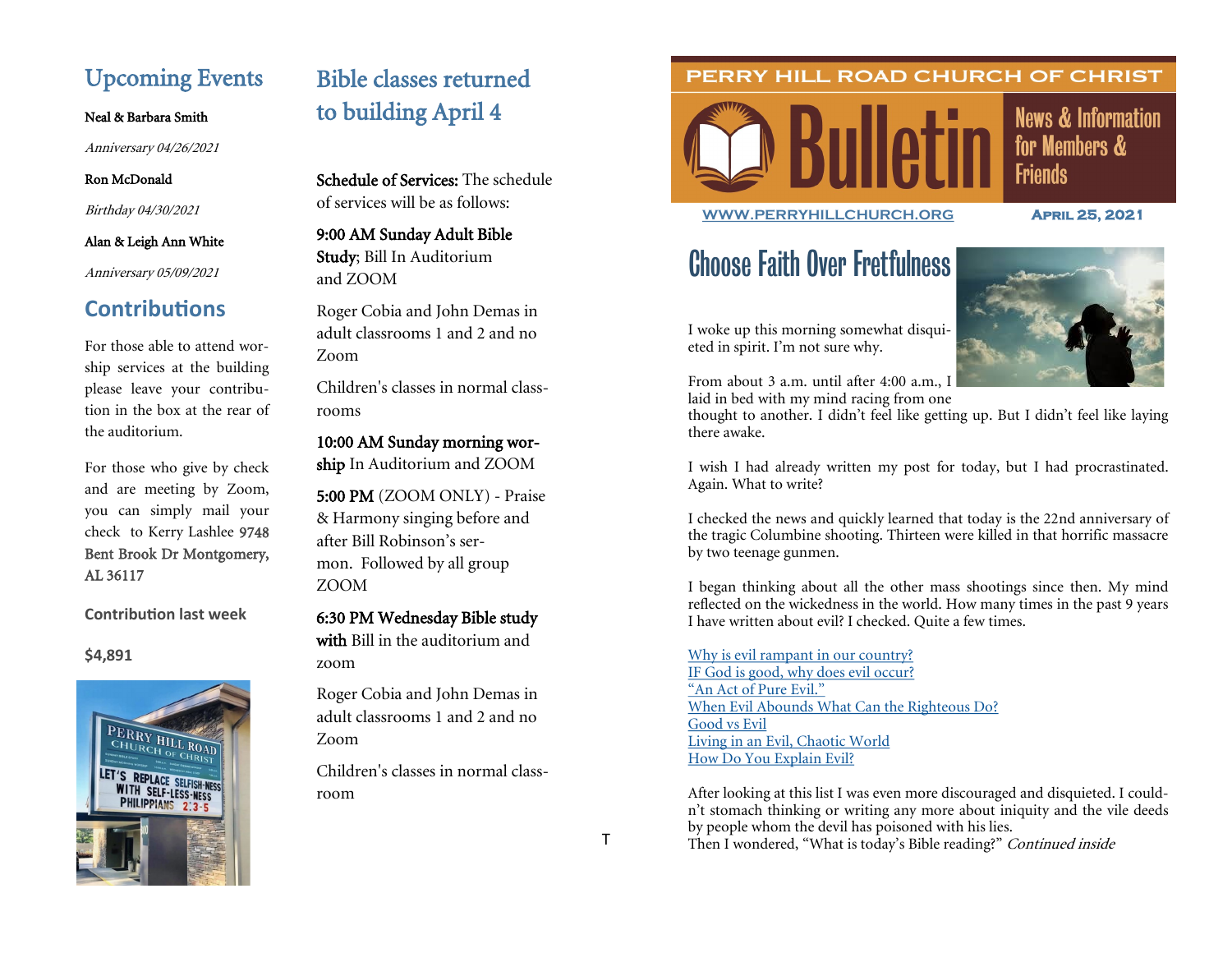## Upcoming Events

Neal & Barbara Smith

*Anniversary 04/26/2021*

Ron McDonald

*Birthday 04/30/2021*

Alan & Leigh Ann White

*Anniversary 05/09/2021*

## Contributions

For those able to attend worship services at the building please leave your contribution in the box at the rear of the auditorium.

For those who give by check and are meeting by Zoom, you can simply mail your check to Kerry Lashlee 9748 Bent Brook Dr Montgomery, AL 36117

**Contribution last week**

**$4,891**

## Bible classes returned to building April 4

**Schedule of Services:** The schedule of services will be as follows:

**9:00 AM Sunday Adult Bible Study**; Bill In Auditorium and ZOOM

Roger Cobia and John Demas in adult classrooms 1 and 2 and no Zoom

Children's classes in normal classrooms

**10:00 AM Sunday morning worship** In Auditorium and ZOOM

**5:00 PM** (ZOOM ONLY) - Praise & Harmony singing before and after Bill Robinson's sermon. Followed by all group ZOOM

**6:30 PM Wednesday Bible study with** Bill in the auditorium and zoom

Roger Cobia and John Demas in adult classrooms 1 and 2 and no Zoom

Children's classes in normal classroom

T

# PERRY HILL ROAD CHURCH OF CHRIST

# Bulletin

News & Information for Members & Friends

WWW.PERRYHILLCHURCH.ORG

April 25, 2021

## Choose Faith Over Fretfulness

I woke up this morning somewhat disquieted in spirit. I'm not sure why.

From about 3 a.m. until after 4:00 a.m., I laid in bed with my mind racing from one thought to another. I didn't feel like getting up. But I didn't feel like laying there awake.

I wish I had already written my post for today, but I had procrastinated. Again. What to write?

I checked the news and quickly learned that today is the 22nd anniversary of the tragic Columbine shooting. Thirteen were killed in that horrific massacre by two teenage gunmen.

I began thinking about all the other mass shootings since then. My mind reflected on the wickedness in the world. How many times in the past 9 years I have written about evil? I checked. Quite a few times.

Why is evil rampant in our country?
IF God is good, why does evil occur?
"An Act of Pure Evil."
When Evil Abounds What Can the Righteous Do?
Good vs Evil
Living in an Evil, Chaotic World
How Do You Explain Evil?

After looking at this list I was even more discouraged and disquieted. I couldn't stomach thinking or writing any more about iniquity and the vile deeds by people whom the devil has poisoned with his lies.
Then I wondered, "What is today's Bible reading?" *Continued inside*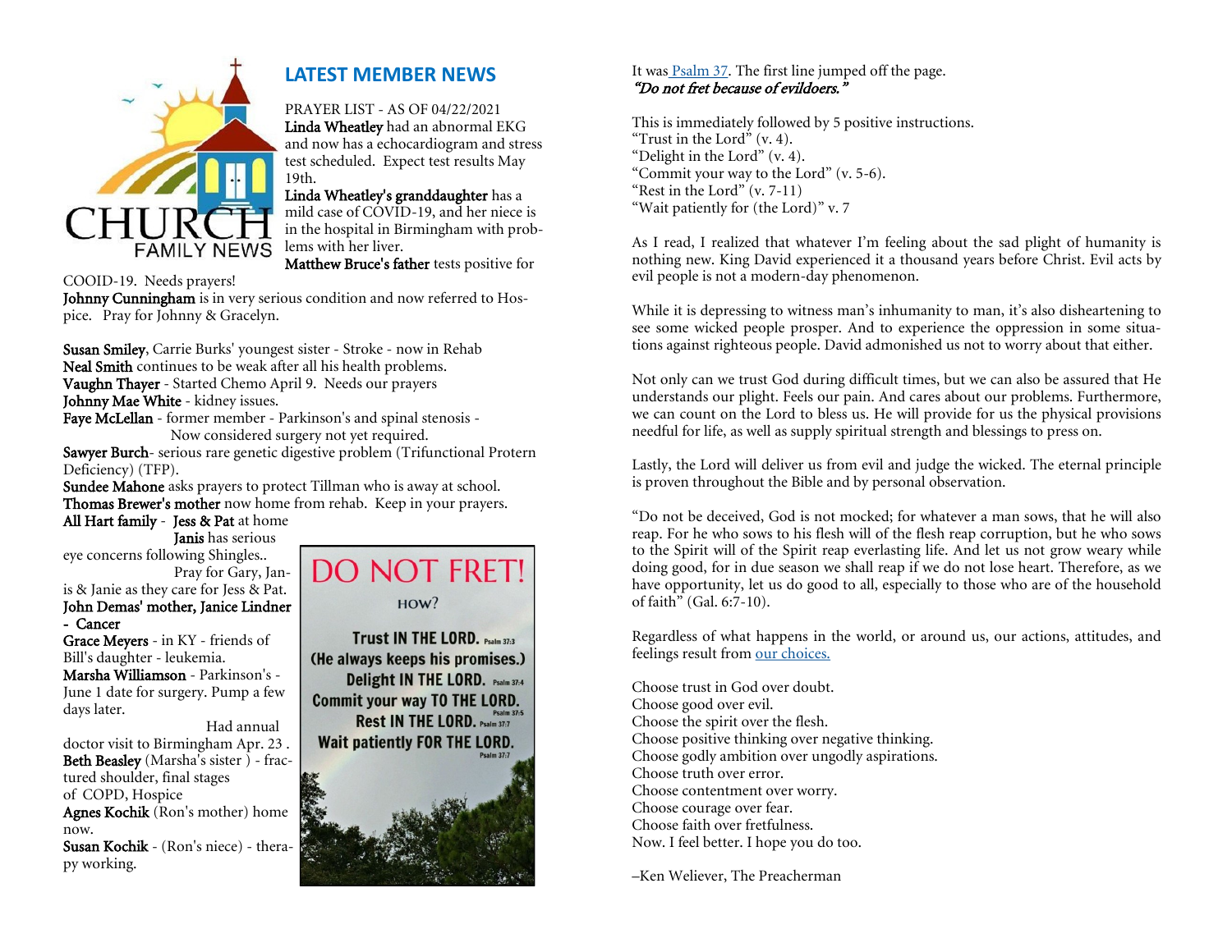## LATEST MEMBER NEWS

PRAYER LIST - AS OF 04/22/2021

**Linda Wheatley** had an abnormal EKG and now has a echocardiogram and stress test scheduled. Expect test results May 19th.

**Linda Wheatley's granddaughter** has a mild case of COVID-19, and her niece is in the hospital in Birmingham with problems with her liver.

**Matthew Bruce's father** tests positive for COOID-19. Needs prayers!

**Johnny Cunningham** is in very serious condition and now referred to Hospice. Pray for Johnny & Gracelyn.

**Susan Smiley**, Carrie Burks' youngest sister - Stroke - now in Rehab

**Neal Smith** continues to be weak after all his health problems.

**Vaughn Thayer** - Started Chemo April 9. Needs our prayers

**Johnny Mae White** - kidney issues.

**Faye McLellan** - former member - Parkinson's and spinal stenosis - Now considered surgery not yet required.

**Sawyer Burch**- serious rare genetic digestive problem (Trifunctional Protern Deficiency) (TFP).

**Sundee Mahone** asks prayers to protect Tillman who is away at school.

**Thomas Brewer's mother** now home from rehab. Keep in your prayers.

**All Hart family** - **Jess & Pat** at home
**Janis** has serious eye concerns following Shingles..
Pray for Gary, Janis & Janie as they care for Jess & Pat.

**John Demas' mother, Janice Lindner** - Cancer

**Grace Meyers** - in KY - friends of Bill's daughter - leukemia.

**Marsha Williamson** - Parkinson's - June 1 date for surgery. Pump a few days later.
Had annual doctor visit to Birmingham Apr. 23 .

**Beth Beasley** (Marsha's sister ) - fractured shoulder, final stages of COPD, Hospice

**Agnes Kochik** (Ron's mother) home now.

**Susan Kochik** - (Ron's niece) - therapy working.

DO NOT FRET!

HOW?

Trust IN THE LORD. Psalm 37:3
(He always keeps his promises.)
Delight IN THE LORD. Psalm 37:4
Commit your way TO THE LORD. Psalm 37:5
Rest IN THE LORD. Psalm 37:7
Wait patiently FOR THE LORD. Psalm 37:7

It was Psalm 37. The first line jumped off the page.
*"Do not fret because of evildoers."*

This is immediately followed by 5 positive instructions.
"Trust in the Lord" (v. 4).
"Delight in the Lord" (v. 4).
"Commit your way to the Lord" (v. 5-6).
"Rest in the Lord" (v. 7-11)
"Wait patiently for (the Lord)" v. 7

As I read, I realized that whatever I'm feeling about the sad plight of humanity is nothing new. King David experienced it a thousand years before Christ. Evil acts by evil people is not a modern-day phenomenon.

While it is depressing to witness man's inhumanity to man, it's also disheartening to see some wicked people prosper. And to experience the oppression in some situations against righteous people. David admonished us not to worry about that either.

Not only can we trust God during difficult times, but we can also be assured that He understands our plight. Feels our pain. And cares about our problems. Furthermore, we can count on the Lord to bless us. He will provide for us the physical provisions needful for life, as well as supply spiritual strength and blessings to press on.

Lastly, the Lord will deliver us from evil and judge the wicked. The eternal principle is proven throughout the Bible and by personal observation.

"Do not be deceived, God is not mocked; for whatever a man sows, that he will also reap. For he who sows to his flesh will of the flesh reap corruption, but he who sows to the Spirit will of the Spirit reap everlasting life. And let us not grow weary while doing good, for in due season we shall reap if we do not lose heart. Therefore, as we have opportunity, let us do good to all, especially to those who are of the household of faith" (Gal. 6:7-10).

Regardless of what happens in the world, or around us, our actions, attitudes, and feelings result from our choices.

Choose trust in God over doubt.
Choose good over evil.
Choose the spirit over the flesh.
Choose positive thinking over negative thinking.
Choose godly ambition over ungodly aspirations.
Choose truth over error.
Choose contentment over worry.
Choose courage over fear.
Choose faith over fretfulness.
Now. I feel better. I hope you do too.

–Ken Weliever, The Preacherman